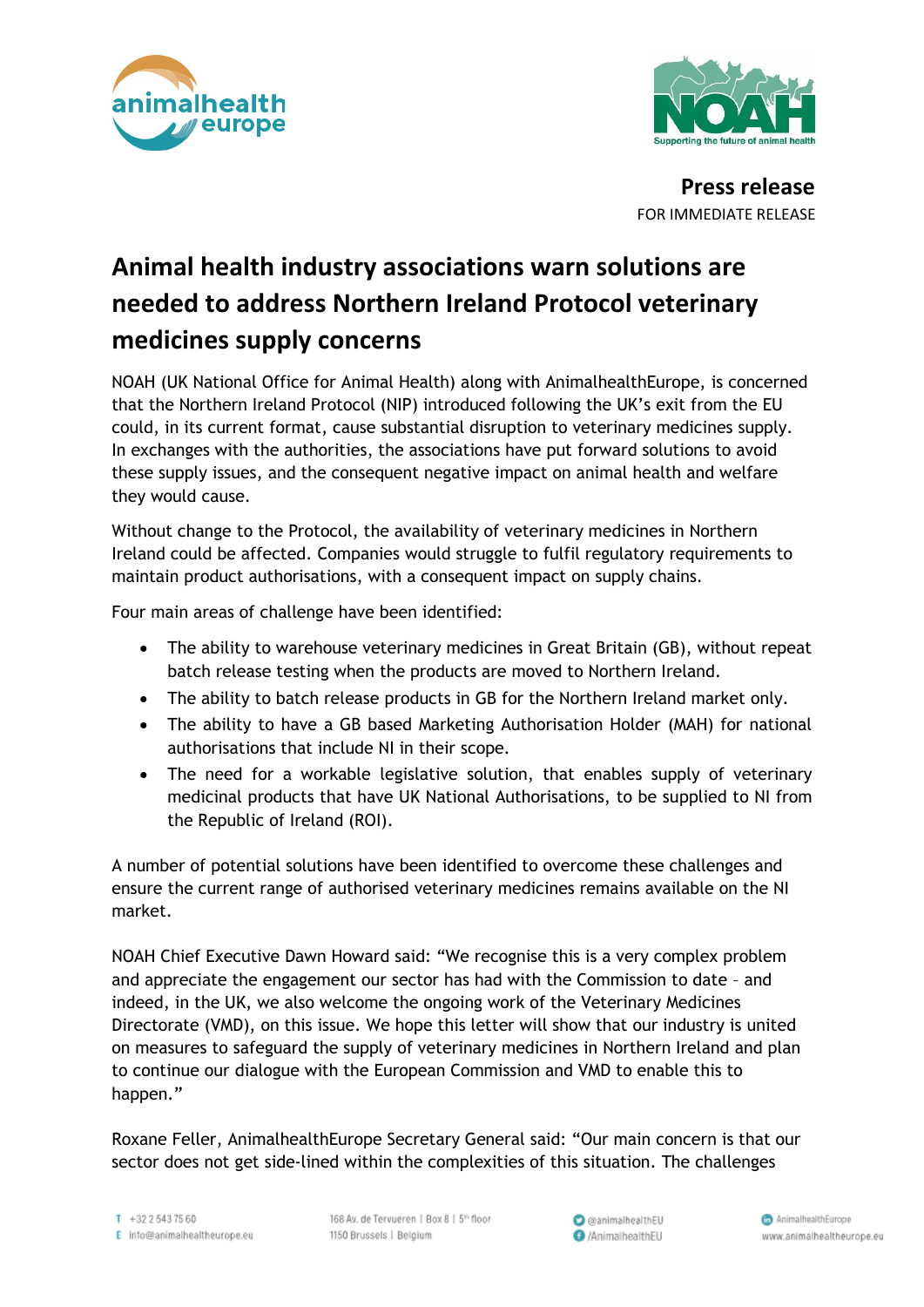**Press release**

FOR IMMEDIATE RELEASE

# Animal health industry associations warn solutions are needed to address Northern Ireland Protocol veterinary medicines supply concerns

NOAH (UK National Office for Animal Health) along with AnimalhealthEurope, is concerned that the Northern Ireland Protocol (NIP) introduced following the UK's exit from the EU could, in its current format, cause substantial disruption to veterinary medicines supply. In exchanges with the authorities, the associations have put forward solutions to avoid these supply issues, and the consequent negative impact on animal health and welfare they would cause.

Without change to the Protocol, the availability of veterinary medicines in Northern Ireland could be affected. Companies would struggle to fulfil regulatory requirements to maintain product authorisations, with a consequent impact on supply chains.

Four main areas of challenge have been identified:

- The ability to warehouse veterinary medicines in Great Britain (GB), without repeat batch release testing when the products are moved to Northern Ireland.
- The ability to batch release products in GB for the Northern Ireland market only.
- The ability to have a GB based Marketing Authorisation Holder (MAH) for national authorisations that include NI in their scope.
- The need for a workable legislative solution, that enables supply of veterinary medicinal products that have UK National Authorisations, to be supplied to NI from the Republic of Ireland (ROI).

A number of potential solutions have been identified to overcome these challenges and ensure the current range of authorised veterinary medicines remains available on the NI market.

NOAH Chief Executive Dawn Howard said: "We recognise this is a very complex problem and appreciate the engagement our sector has had with the Commission to date – and indeed, in the UK, we also welcome the ongoing work of the Veterinary Medicines Directorate (VMD), on this issue. We hope this letter will show that our industry is united on measures to safeguard the supply of veterinary medicines in Northern Ireland and plan to continue our dialogue with the European Commission and VMD to enable this to happen."

Roxane Feller, AnimalhealthEurope Secretary General said: "Our main concern is that our sector does not get side-lined within the complexities of this situation. The challenges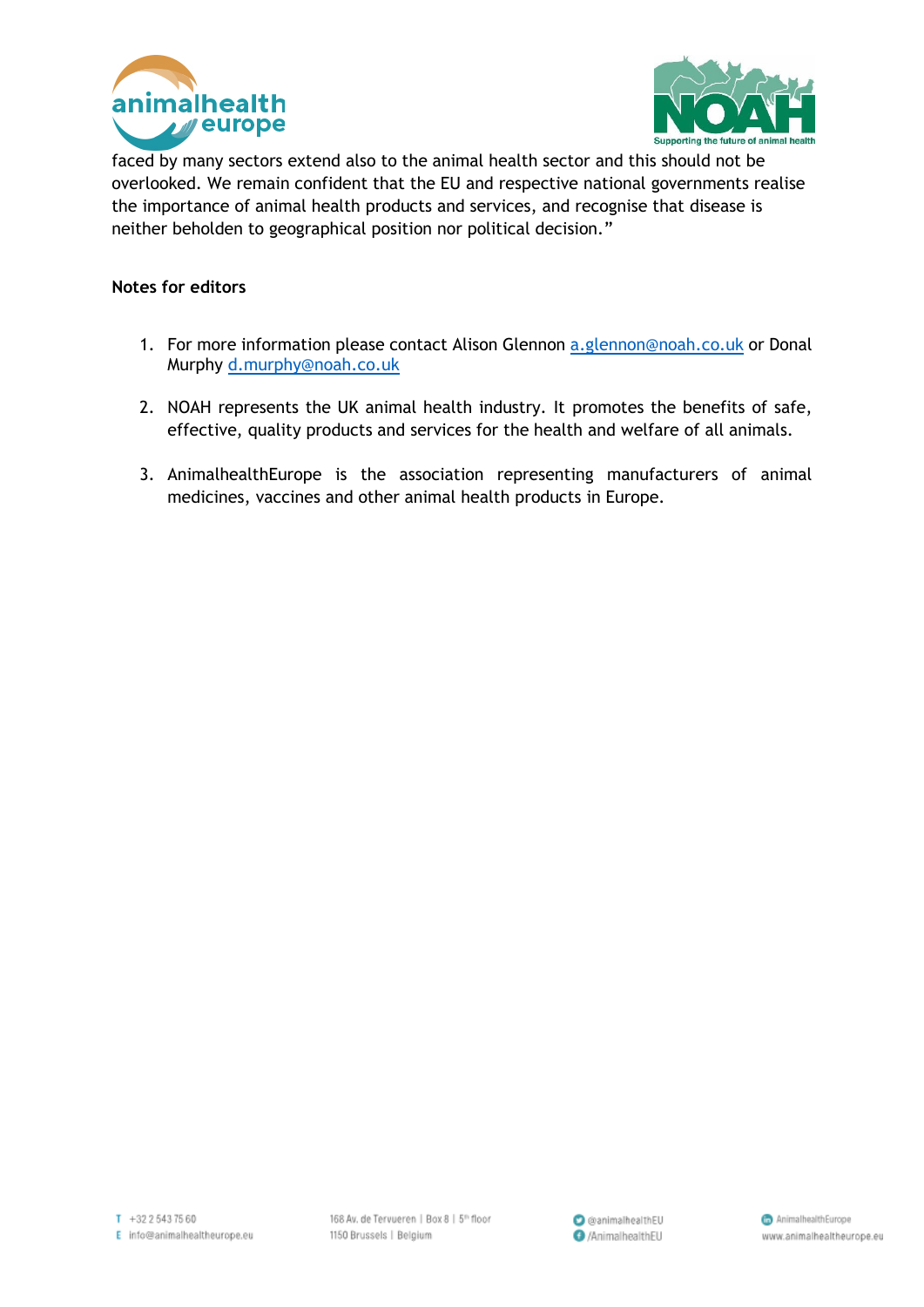faced by many sectors extend also to the animal health sector and this should not be overlooked. We remain confident that the EU and respective national governments realise the importance of animal health products and services, and recognise that disease is neither beholden to geographical position nor political decision."

**Notes for editors**

1. For more information please contact Alison Glennon a.glennon@noah.co.uk or Donal Murphy d.murphy@noah.co.uk

2. NOAH represents the UK animal health industry. It promotes the benefits of safe, effective, quality products and services for the health and welfare of all animals.

3. AnimalhealthEurope is the association representing manufacturers of animal medicines, vaccines and other animal health products in Europe.